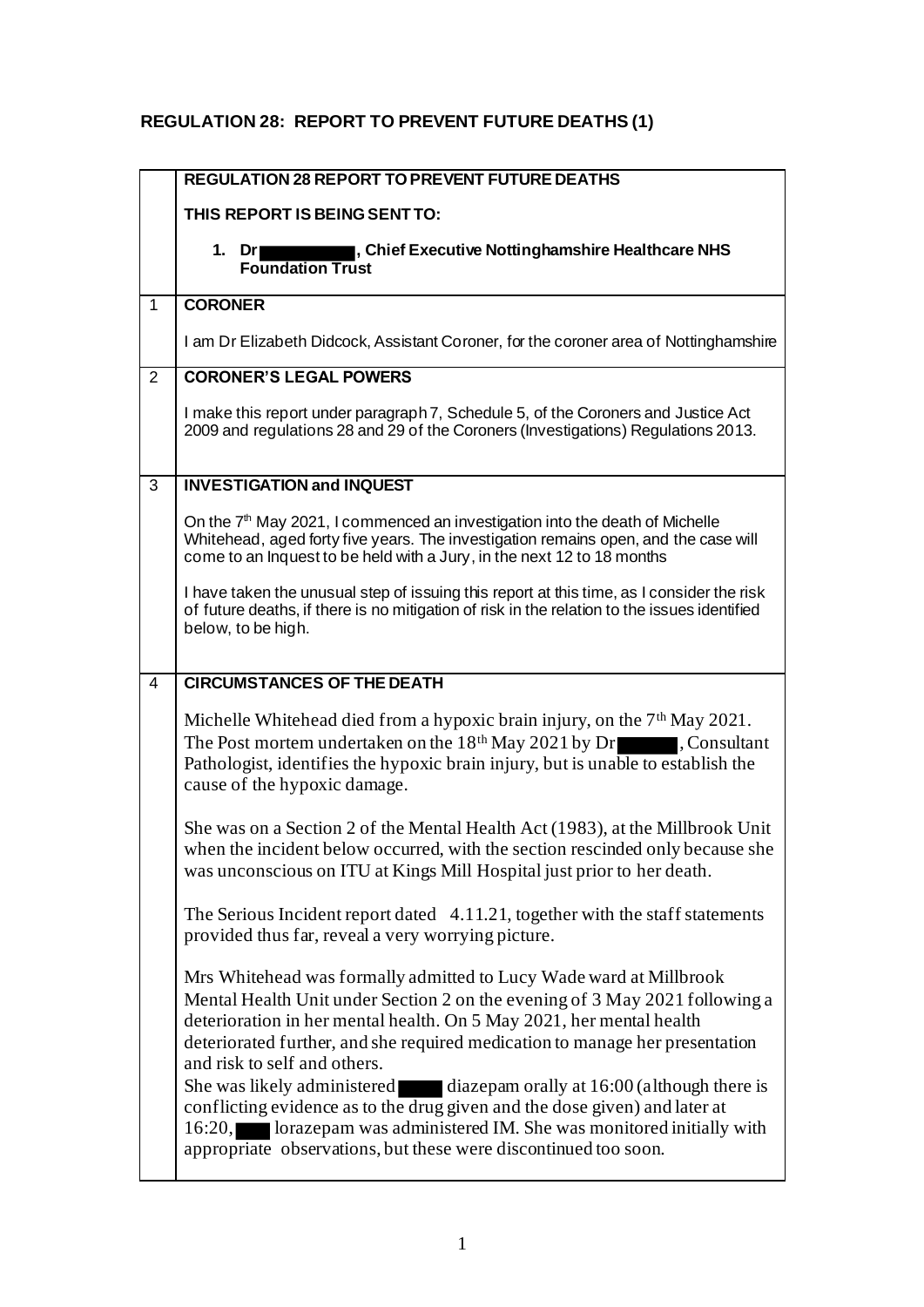## REGULATION 28: REPORT TO PREVENT FUTURE DEATHS (1)

| | **REGULATION 28 REPORT TO PREVENT FUTURE DEATHS**<br><br>**THIS REPORT IS BEING SENT TO:**<br><br>**1. Dr ██████, Chief Executive Nottinghamshire Healthcare NHS Foundation Trust** |
|---|---|
| 1 | **CORONER**<br><br>I am Dr Elizabeth Didcock, Assistant Coroner, for the coroner area of Nottinghamshire |
| 2 | **CORONER'S LEGAL POWERS**<br><br>I make this report under paragraph 7, Schedule 5, of the Coroners and Justice Act 2009 and regulations 28 and 29 of the Coroners (Investigations) Regulations 2013. |
| 3 | **INVESTIGATION and INQUEST**<br><br>On the 7th May 2021, I commenced an investigation into the death of Michelle Whitehead, aged forty five years. The investigation remains open, and the case will come to an Inquest to be held with a Jury, in the next 12 to 18 months<br><br>I have taken the unusual step of issuing this report at this time, as I consider the risk of future deaths, if there is no mitigation of risk in the relation to the issues identified below, to be high. |
| 4 | **CIRCUMSTANCES OF THE DEATH**<br><br>Michelle Whitehead died from a hypoxic brain injury, on the 7th May 2021. The Post mortem undertaken on the 18th May 2021 by Dr ██████, Consultant Pathologist, identifies the hypoxic brain injury, but is unable to establish the cause of the hypoxic damage.<br><br>She was on a Section 2 of the Mental Health Act (1983), at the Millbrook Unit when the incident below occurred, with the section rescinded only because she was unconscious on ITU at Kings Mill Hospital just prior to her death.<br><br>The Serious Incident report dated 4.11.21, together with the staff statements provided thus far, reveal a very worrying picture.<br><br>Mrs Whitehead was formally admitted to Lucy Wade ward at Millbrook Mental Health Unit under Section 2 on the evening of 3 May 2021 following a deterioration in her mental health. On 5 May 2021, her mental health deteriorated further, and she required medication to manage her presentation and risk to self and others.<br>She was likely administered ████ diazepam orally at 16:00 (although there is conflicting evidence as to the drug given and the dose given) and later at 16:20, ████ lorazepam was administered IM. She was monitored initially with appropriate observations, but these were discontinued too soon. |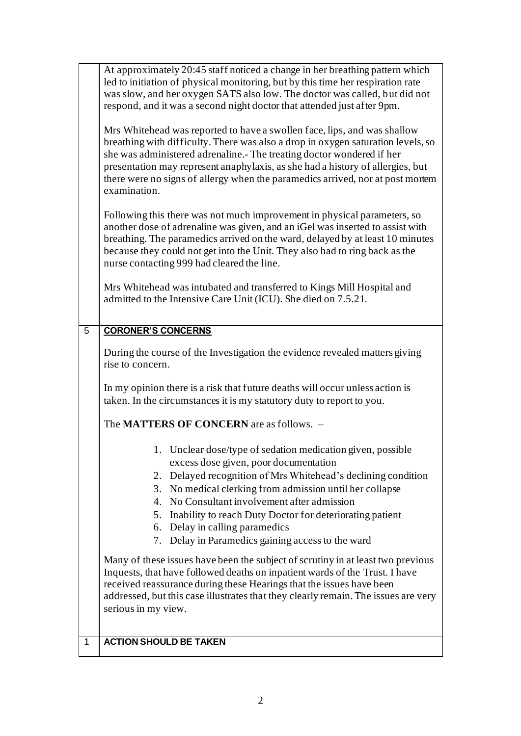At approximately 20:45 staff noticed a change in her breathing pattern which led to initiation of physical monitoring, but by this time her respiration rate was slow, and her oxygen SATS also low. The doctor was called, but did not respond, and it was a second night doctor that attended just after 9pm.

Mrs Whitehead was reported to have a swollen face, lips, and was shallow breathing with difficulty. There was also a drop in oxygen saturation levels, so she was administered adrenaline.- The treating doctor wondered if her presentation may represent anaphylaxis, as she had a history of allergies, but there were no signs of allergy when the paramedics arrived, nor at post mortem examination.

Following this there was not much improvement in physical parameters, so another dose of adrenaline was given, and an iGel was inserted to assist with breathing. The paramedics arrived on the ward, delayed by at least 10 minutes because they could not get into the Unit. They also had to ring back as the nurse contacting 999 had cleared the line.

Mrs Whitehead was intubated and transferred to Kings Mill Hospital and admitted to the Intensive Care Unit (ICU). She died on 7.5.21.

## 5 CORONER'S CONCERNS

During the course of the Investigation the evidence revealed matters giving rise to concern.

In my opinion there is a risk that future deaths will occur unless action is taken. In the circumstances it is my statutory duty to report to you.

The **MATTERS OF CONCERN** are as follows. –

1. Unclear dose/type of sedation medication given, possible excess dose given, poor documentation
2. Delayed recognition of Mrs Whitehead's declining condition
3. No medical clerking from admission until her collapse
4. No Consultant involvement after admission
5. Inability to reach Duty Doctor for deteriorating patient
6. Delay in calling paramedics
7. Delay in Paramedics gaining access to the ward

Many of these issues have been the subject of scrutiny in at least two previous Inquests, that have followed deaths on inpatient wards of the Trust. I have received reassurance during these Hearings that the issues have been addressed, but this case illustrates that they clearly remain. The issues are very serious in my view.

## 1 ACTION SHOULD BE TAKEN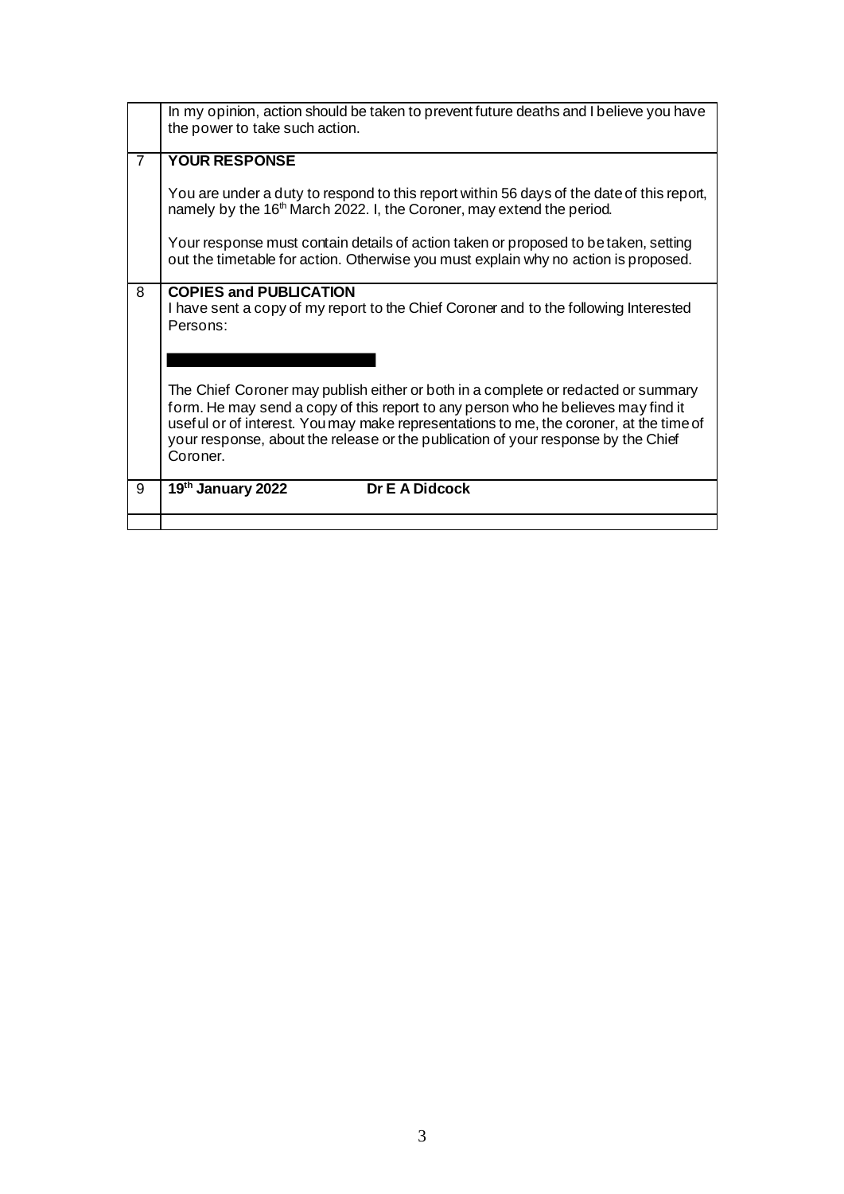| | |
|---|---|
| | In my opinion, action should be taken to prevent future deaths and I believe you have the power to take such action. |
| 7 | **YOUR RESPONSE**<br><br>You are under a duty to respond to this report within 56 days of the date of this report, namely by the 16th March 2022. I, the Coroner, may extend the period.<br><br>Your response must contain details of action taken or proposed to be taken, setting out the timetable for action. Otherwise you must explain why no action is proposed. |
| 8 | **COPIES and PUBLICATION**<br>I have sent a copy of my report to the Chief Coroner and to the following Interested Persons:<br><br>[REDACTED]<br><br>The Chief Coroner may publish either or both in a complete or redacted or summary form. He may send a copy of this report to any person who he believes may find it useful or of interest. You may make representations to me, the coroner, at the time of your response, about the release or the publication of your response by the Chief Coroner. |
| 9 | **19th January 2022** **Dr E A Didcock** |
| | |